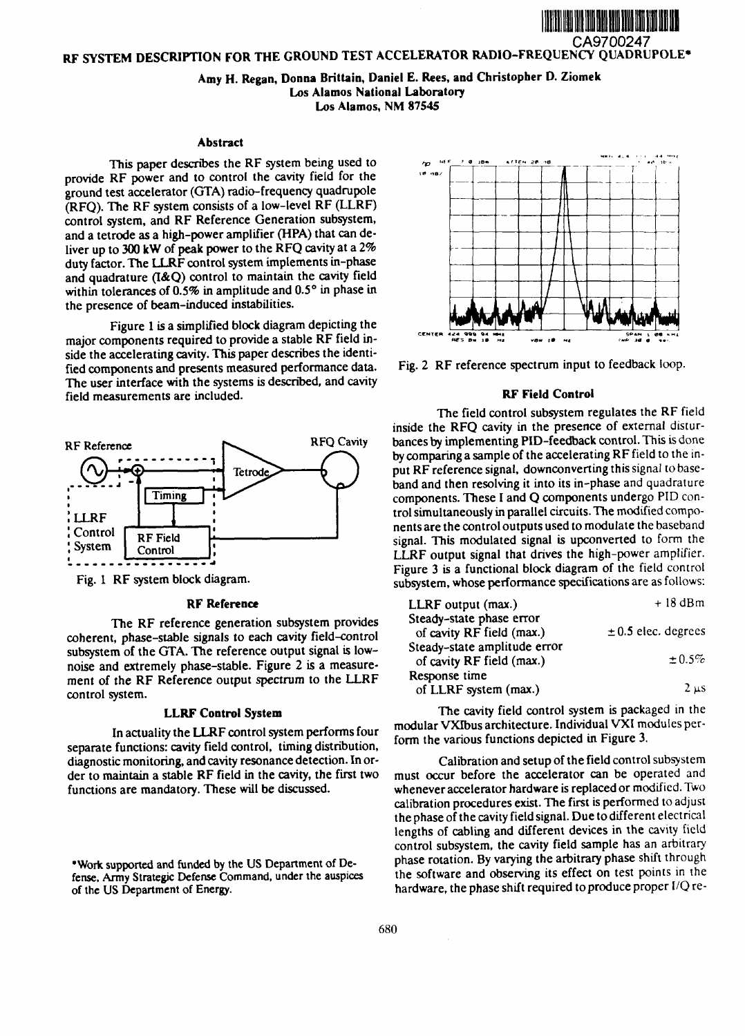CA9700247

# RF SYSTEM DESCRIPTION FOR THE GROUND TEST ACCELERATOR RADIO-FREQUENCY QUADRUPOLE*

**Amy H. Regan, Donna Brittain, Daniel E. Rees, and Christopher D. Ziomek**
**Los Alamos National Laboratory**
**Los Alamos, NM 87545**

## Abstract

This paper describes the RF system being used to provide RF power and to control the cavity field for the ground test accelerator (GTA) radio-frequency quadrupole (RFQ). The RF system consists of a low-level RF (LLRF) control system, and RF Reference Generation subsystem, and a tetrode as a high-power amplifier (HPA) that can deliver up to 300 kW of peak power to the RFQ cavity at a 2% duty factor. The LLRF control system implements in-phase and quadrature (I&Q) control to maintain the cavity field within tolerances of 0.5% in amplitude and 0.5° in phase in the presence of beam-induced instabilities.

Figure 1 is a simplified block diagram depicting the major components required to provide a stable RF field inside the accelerating cavity. This paper describes the identified components and presents measured performance data. The user interface with the systems is described, and cavity field measurements are included.

Fig. 1 RF system block diagram.

## RF Reference

The RF reference generation subsystem provides coherent, phase-stable signals to each cavity field-control subsystem of the GTA. The reference output signal is low-noise and extremely phase-stable. Figure 2 is a measurement of the RF Reference output spectrum to the LLRF control system.

## LLRF Control System

In actuality the LLRF control system performs four separate functions: cavity field control, timing distribution, diagnostic monitoring, and cavity resonance detection. In order to maintain a stable RF field in the cavity, the first two functions are mandatory. These will be discussed.

Fig. 2 RF reference spectrum input to feedback loop.

## RF Field Control

The field control subsystem regulates the RF field inside the RFQ cavity in the presence of external disturbances by implementing PID-feedback control. This is done by comparing a sample of the accelerating RF field to the input RF reference signal, downconverting this signal to baseband and then resolving it into its in-phase and quadrature components. These I and Q components undergo PID control simultaneously in parallel circuits. The modified components are the control outputs used to modulate the baseband signal. This modulated signal is upconverted to form the LLRF output signal that drives the high-power amplifier. Figure 3 is a functional block diagram of the field control subsystem, whose performance specifications are as follows:

| | |
|---|---|
| LLRF output (max.) | + 18 dBm |
| Steady-state phase error of cavity RF field (max.) | ± 0.5 elec. degrees |
| Steady-state amplitude error of cavity RF field (max.) | ± 0.5% |
| Response time of LLRF system (max.) | 2 μs |

The cavity field control system is packaged in the modular VXIbus architecture. Individual VXI modules perform the various functions depicted in Figure 3.

Calibration and setup of the field control subsystem must occur before the accelerator can be operated and whenever accelerator hardware is replaced or modified. Two calibration procedures exist. The first is performed to adjust the phase of the cavity field signal. Due to different electrical lengths of cabling and different devices in the cavity field control subsystem, the cavity field sample has an arbitrary phase rotation. By varying the arbitrary phase shift through the software and observing its effect on test points in the hardware, the phase shift required to produce proper I/Q re-

*Work supported and funded by the US Department of Defense, Army Strategic Defense Command, under the auspices of the US Department of Energy.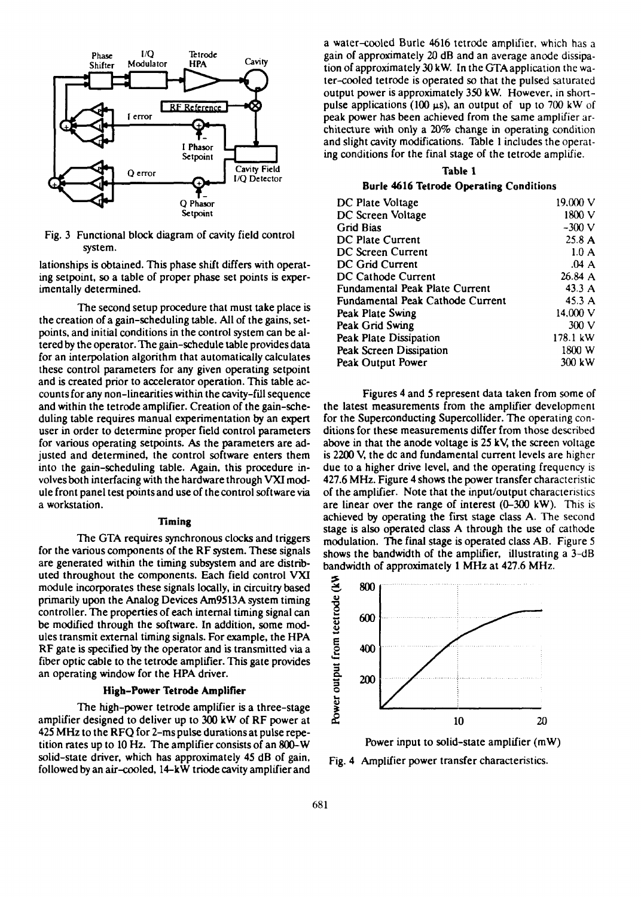Fig. 3 Functional block diagram of cavity field control system.

lationships is obtained. This phase shift differs with operating setpoint, so a table of proper phase set points is experimentally determined.

The second setup procedure that must take place is the creation of a gain-scheduling table. All of the gains, setpoints, and initial conditions in the control system can be altered by the operator. The gain-schedule table provides data for an interpolation algorithm that automatically calculates these control parameters for any given operating setpoint and is created prior to accelerator operation. This table accounts for any non-linearities within the cavity-fill sequence and within the tetrode amplifier. Creation of the gain-scheduling table requires manual experimentation by an expert user in order to determine proper field control parameters for various operating setpoints. As the parameters are adjusted and determined, the control software enters them into the gain-scheduling table. Again, this procedure involves both interfacing with the hardware through VXI module front panel test points and use of the control software via a workstation.

### Timing

The GTA requires synchronous clocks and triggers for the various components of the RF system. These signals are generated within the timing subsystem and are distributed throughout the components. Each field control VXI module incorporates these signals locally, in circuitry based primarily upon the Analog Devices Am9513A system timing controller. The properties of each internal timing signal can be modified through the software. In addition, some modules transmit external timing signals. For example, the HPA RF gate is specified by the operator and is transmitted via a fiber optic cable to the tetrode amplifier. This gate provides an operating window for the HPA driver.

### High-Power Tetrode Amplifier

The high-power tetrode amplifier is a three-stage amplifier designed to deliver up to 300 kW of RF power at 425 MHz to the RFQ for 2-ms pulse durations at pulse repetition rates up to 10 Hz. The amplifier consists of an 800-W solid-state driver, which has approximately 45 dB of gain, followed by an air-cooled, 14-kW triode cavity amplifier and a water-cooled Burle 4616 tetrode amplifier, which has a gain of approximately 20 dB and an average anode dissipation of approximately 30 kW. In the GTA application the water-cooled tetrode is operated so that the pulsed saturated output power is approximately 350 kW. However, in short-pulse applications (100 μs), an output of up to 700 kW of peak power has been achieved from the same amplifier architecture with only a 20% change in operating condition and slight cavity modifications. Table 1 includes the operating conditions for the final stage of the tetrode amplifie.

**Table 1**

**Burle 4616 Tetrode Operating Conditions**

| Parameter | Value |
|---|---|
| DC Plate Voltage | 19,000 V |
| DC Screen Voltage | 1800 V |
| Grid Bias | -300 V |
| DC Plate Current | 25.8 A |
| DC Screen Current | 1.0 A |
| DC Grid Current | .04 A |
| DC Cathode Current | 26.84 A |
| Fundamental Peak Plate Current | 43.3 A |
| Fundamental Peak Cathode Current | 45.3 A |
| Peak Plate Swing | 14,000 V |
| Peak Grid Swing | 300 V |
| Peak Plate Dissipation | 178.1 kW |
| Peak Screen Dissipation | 1800 W |
| Peak Output Power | 300 kW |

Figures 4 and 5 represent data taken from some of the latest measurements from the amplifier development for the Superconducting Supercollider. The operating conditions for these measurements differ from those described above in that the anode voltage is 25 kV, the screen voltage is 2200 V, the dc and fundamental current levels are higher due to a higher drive level, and the operating frequency is 427.6 MHz. Figure 4 shows the power transfer characteristic of the amplifier. Note that the input/output characteristics are linear over the range of interest (0–300 kW). This is achieved by operating the first stage class A. The second stage is also operated class A through the use of cathode modulation. The final stage is operated class AB. Figure 5 shows the bandwidth of the amplifier, illustrating a 3-dB bandwidth of approximately 1 MHz at 427.6 MHz.

Fig. 4 Amplifier power transfer characteristics.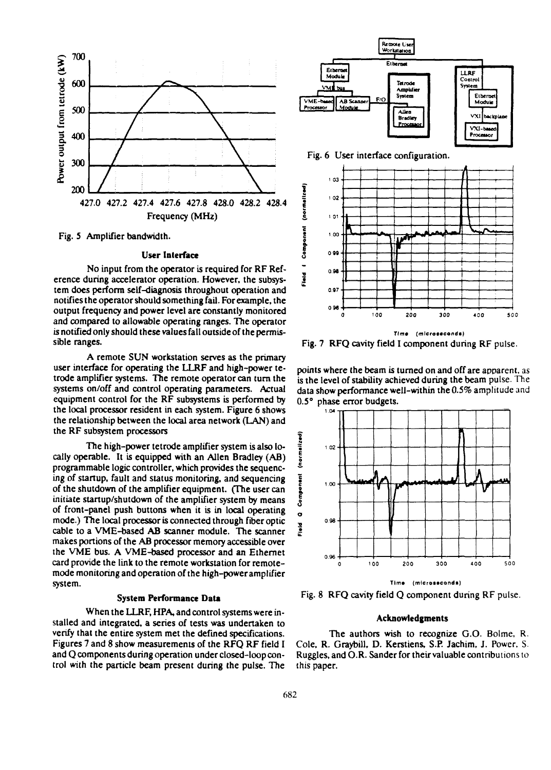Power output from tetrode (kW)

700

600

500

400

300

200

427.0 427.2 427.4 427.6 427.8 428.0 428.2 428.4

Frequency (MHz)

Fig. 5 Amplifier bandwidth.

### User Interface

No input from the operator is required for RF Reference during accelerator operation. However, the subsystem does perform self-diagnosis throughout operation and notifies the operator should something fail. For example, the output frequency and power level are constantly monitored and compared to allowable operating ranges. The operator is notified only should these values fall outside of the permissible ranges.

A remote SUN workstation serves as the primary user interface for operating the LLRF and high-power tetrode amplifier systems. The remote operator can turn the systems on/off and control operating parameters. Actual equipment control for the RF subsystems is performed by the local processor resident in each system. Figure 6 shows the relationship between the local area network (LAN) and the RF subsystem processors

The high-power tetrode amplifier system is also locally operable. It is equipped with an Allen Bradley (AB) programmable logic controller, which provides the sequencing of startup, fault and status monitoring, and sequencing of the shutdown of the amplifier equipment. (The user can initiate startup/shutdown of the amplifier system by means of front-panel push buttons when it is in local operating mode.) The local processor is connected through fiber optic cable to a VME-based AB scanner module. The scanner makes portions of the AB processor memory accessible over the VME bus. A VME-based processor and an Ethernet card provide the link to the remote workstation for remote-mode monitoring and operation of the high-power amplifier system.

### System Performance Data

When the LLRF, HPA, and control systems were installed and integrated, a series of tests was undertaken to verify that the entire system met the defined specifications. Figures 7 and 8 show measurements of the RFQ RF field I and Q components during operation under closed-loop control with the particle beam present during the pulse. The points where the beam is turned on and off are apparent, as is the level of stability achieved during the beam pulse. The data show performance well-within the 0.5% amplitude and 0.5° phase error budgets.

Remote User Workstation

Ethernet

Ethernet Module

VME bus

VME-based Processor

AB Scanner Module

F/O

Tetrode Amplifier System

Allen Bradley Processor

LLRF Control System

Ethernet Module

VXI backplane

VXI-based Processor

Fig. 6 User interface configuration.

Field I Component (normalized)

1.03

1.02

1.01

1.00

0.99

0.98

0.97

0.96

0 100 200 300 400 500

Time (microseconds)

Fig. 7 RFQ cavity field I component during RF pulse.

Field Q Component (normalized)

1.04

1.02

1.00

0.98

0.96

0 100 200 300 400 500

Time (microseconds)

Fig. 8 RFQ cavity field Q component during RF pulse.

### Acknowledgments

The authors wish to recognize G.O. Bolme, R. Cole, R. Graybill, D. Kerstiens, S.P. Jachim, J. Power, S. Ruggles, and O.R. Sander for their valuable contributions to this paper.